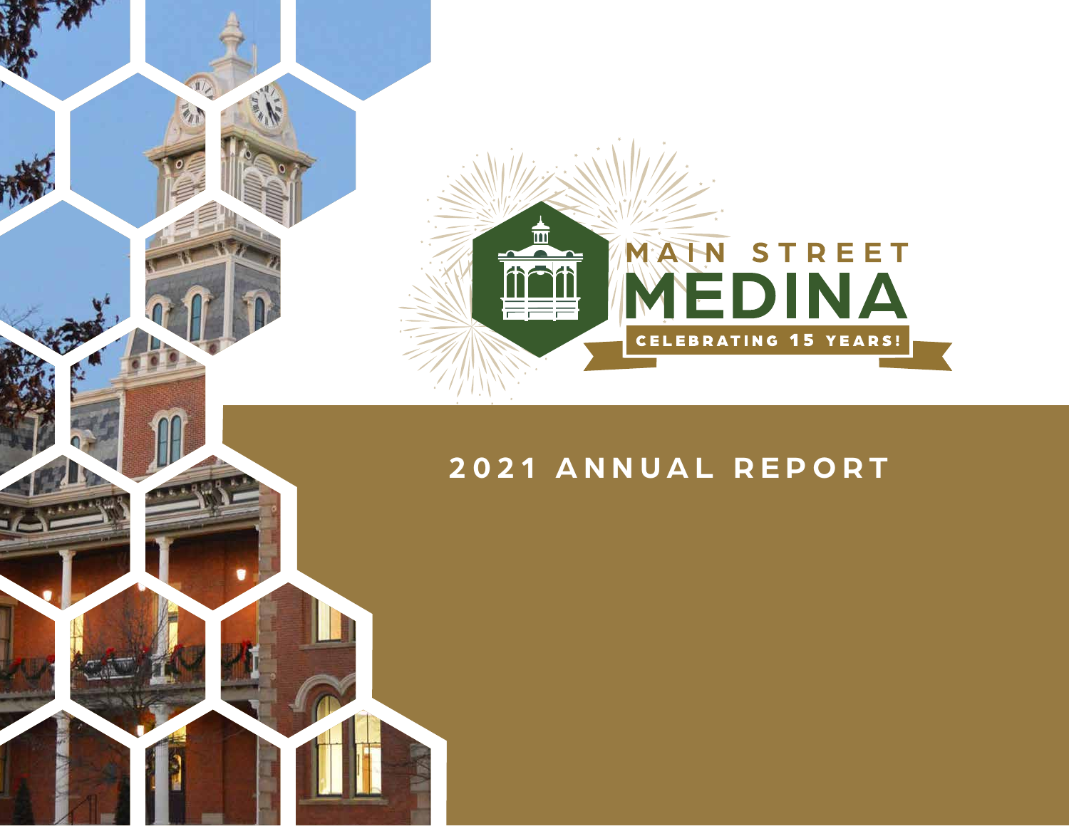# MAIN STREET MEDINA

CELEBRATING 15 YEARS!

## 2021 ANNUAL REPORT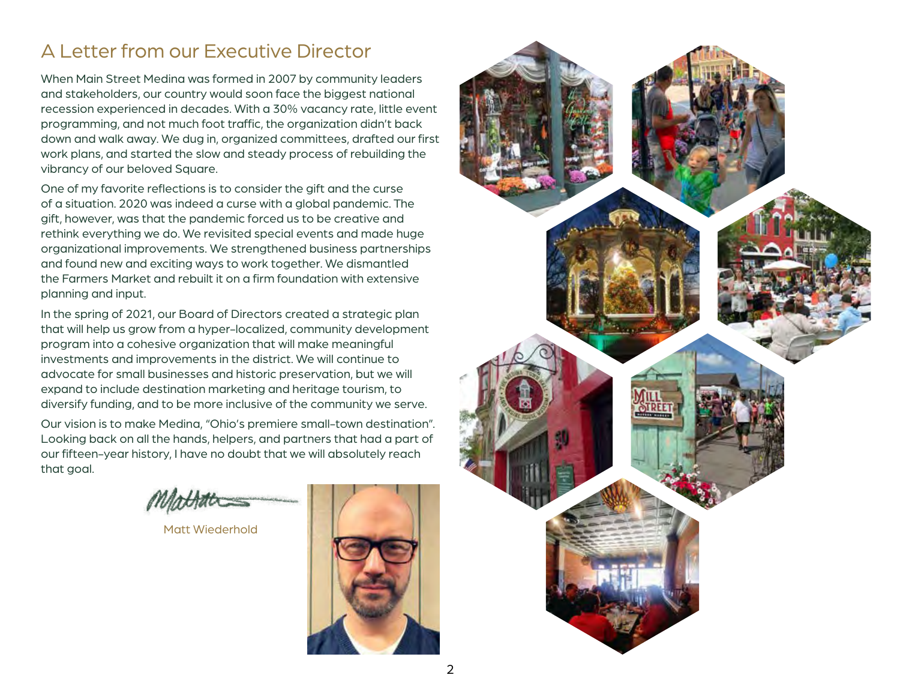# A Letter from our Executive Director

When Main Street Medina was formed in 2007 by community leaders and stakeholders, our country would soon face the biggest national recession experienced in decades. With a 30% vacancy rate, little event programming, and not much foot traffic, the organization didn't back down and walk away. We dug in, organized committees, drafted our first work plans, and started the slow and steady process of rebuilding the vibrancy of our beloved Square.

One of my favorite reflections is to consider the gift and the curse of a situation. 2020 was indeed a curse with a global pandemic. The gift, however, was that the pandemic forced us to be creative and rethink everything we do. We revisited special events and made huge organizational improvements. We strengthened business partnerships and found new and exciting ways to work together. We dismantled the Farmers Market and rebuilt it on a firm foundation with extensive planning and input.

In the spring of 2021, our Board of Directors created a strategic plan that will help us grow from a hyper-localized, community development program into a cohesive organization that will make meaningful investments and improvements in the district. We will continue to advocate for small businesses and historic preservation, but we will expand to include destination marketing and heritage tourism, to diversify funding, and to be more inclusive of the community we serve.

Our vision is to make Medina, "Ohio's premiere small-town destination". Looking back on all the hands, helpers, and partners that had a part of our fifteen-year history, I have no doubt that we will absolutely reach that goal.

Matt Wiederhold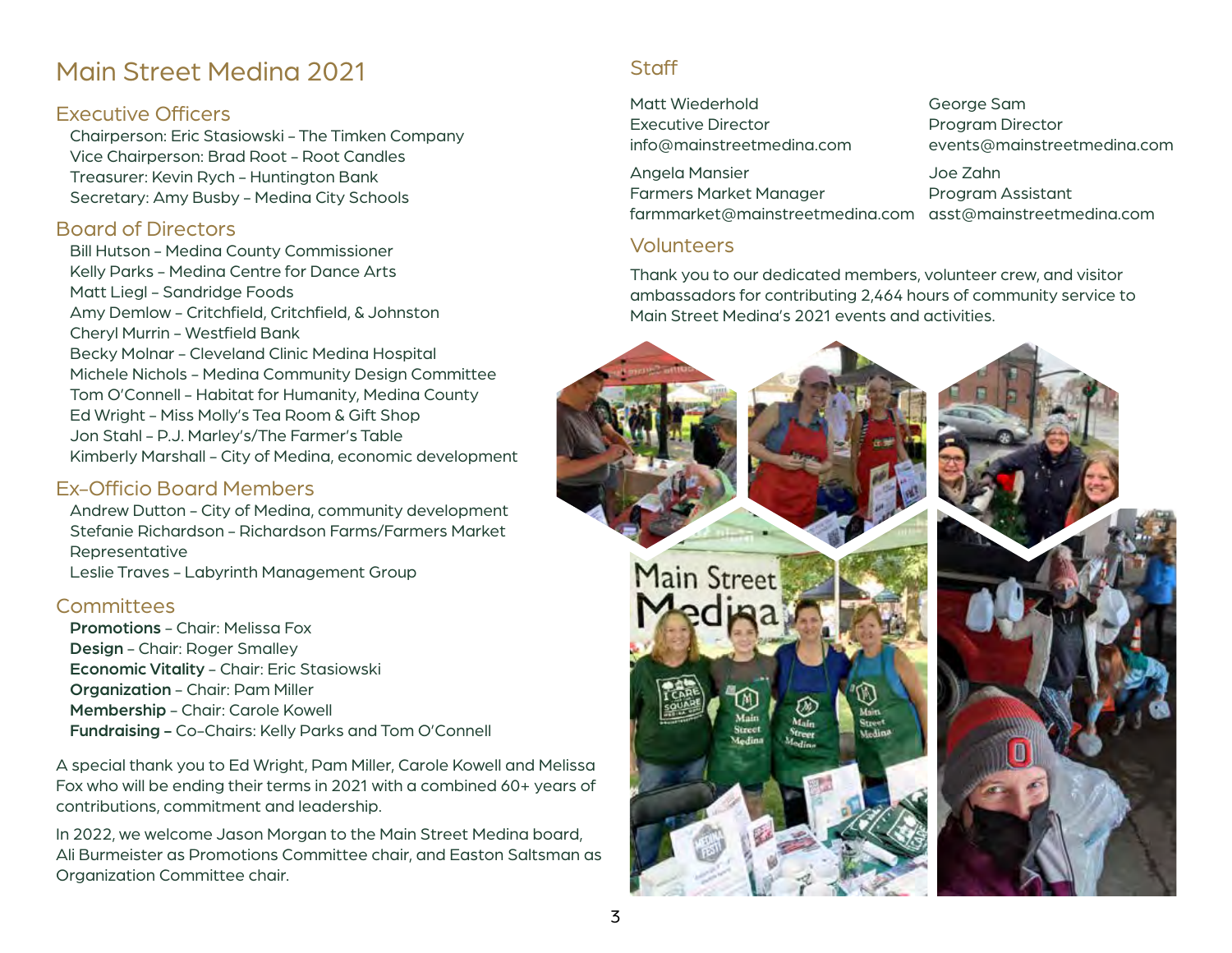# Main Street Medina 2021

## Executive Officers

Chairperson: Eric Stasiowski – The Timken Company
Vice Chairperson: Brad Root – Root Candles
Treasurer: Kevin Rych – Huntington Bank
Secretary: Amy Busby – Medina City Schools

## Board of Directors

Bill Hutson – Medina County Commissioner
Kelly Parks – Medina Centre for Dance Arts
Matt Liegl – Sandridge Foods
Amy Demlow – Critchfield, Critchfield, & Johnston
Cheryl Murrin – Westfield Bank
Becky Molnar – Cleveland Clinic Medina Hospital
Michele Nichols – Medina Community Design Committee
Tom O'Connell – Habitat for Humanity, Medina County
Ed Wright – Miss Molly's Tea Room & Gift Shop
Jon Stahl – P.J. Marley's/The Farmer's Table
Kimberly Marshall – City of Medina, economic development

## Ex-Officio Board Members

Andrew Dutton – City of Medina, community development
Stefanie Richardson – Richardson Farms/Farmers Market Representative
Leslie Traves – Labyrinth Management Group

## Committees

**Promotions** – Chair: Melissa Fox
**Design** – Chair: Roger Smalley
**Economic Vitality** – Chair: Eric Stasiowski
**Organization** – Chair: Pam Miller
**Membership** – Chair: Carole Kowell
**Fundraising** – Co-Chairs: Kelly Parks and Tom O'Connell

A special thank you to Ed Wright, Pam Miller, Carole Kowell and Melissa Fox who will be ending their terms in 2021 with a combined 60+ years of contributions, commitment and leadership.

In 2022, we welcome Jason Morgan to the Main Street Medina board, Ali Burmeister as Promotions Committee chair, and Easton Saltsman as Organization Committee chair.

## Staff

Matt Wiederhold
Executive Director
info@mainstreetmedina.com

George Sam
Program Director
events@mainstreetmedina.com

Angela Mansier
Farmers Market Manager
farmmarket@mainstreetmedina.com

Joe Zahn
Program Assistant
asst@mainstreetmedina.com

## Volunteers

Thank you to our dedicated members, volunteer crew, and visitor ambassadors for contributing 2,464 hours of community service to Main Street Medina's 2021 events and activities.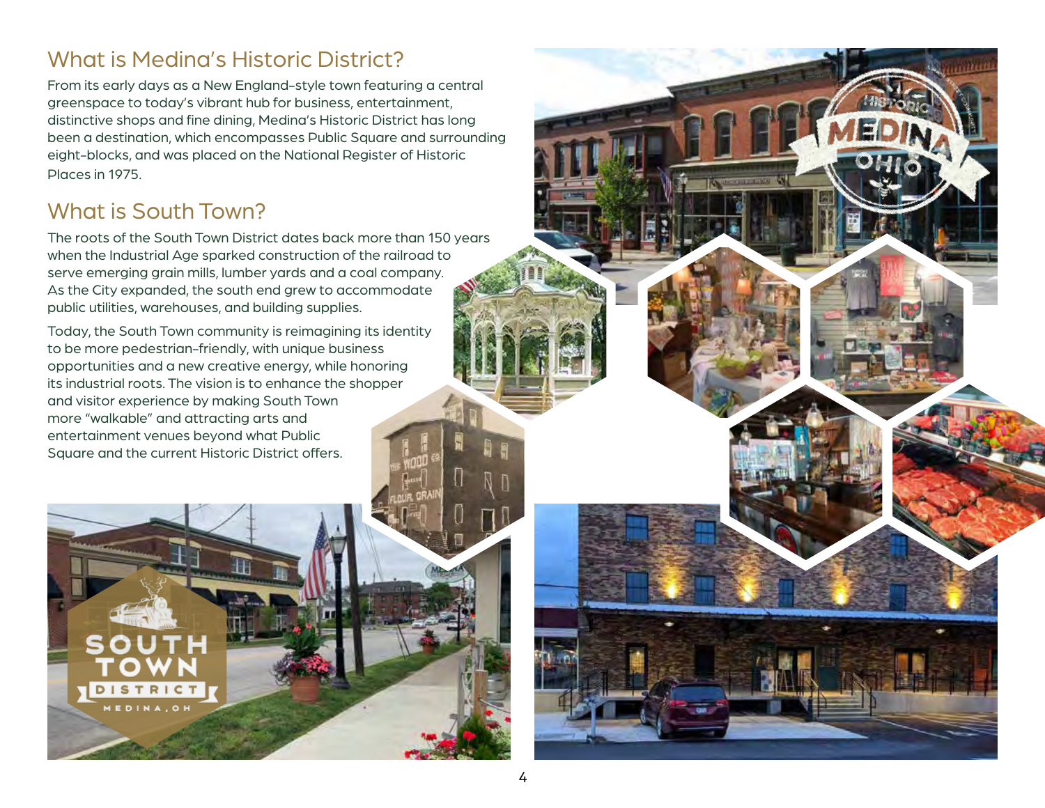## What is Medina's Historic District?

From its early days as a New England-style town featuring a central greenspace to today's vibrant hub for business, entertainment, distinctive shops and fine dining, Medina's Historic District has long been a destination, which encompasses Public Square and surrounding eight-blocks, and was placed on the National Register of Historic Places in 1975.

## What is South Town?

The roots of the South Town District dates back more than 150 years when the Industrial Age sparked construction of the railroad to serve emerging grain mills, lumber yards and a coal company. As the City expanded, the south end grew to accommodate public utilities, warehouses, and building supplies.

Today, the South Town community is reimagining its identity to be more pedestrian-friendly, with unique business opportunities and a new creative energy, while honoring its industrial roots. The vision is to enhance the shopper and visitor experience by making South Town more "walkable" and attracting arts and entertainment venues beyond what Public Square and the current Historic District offers.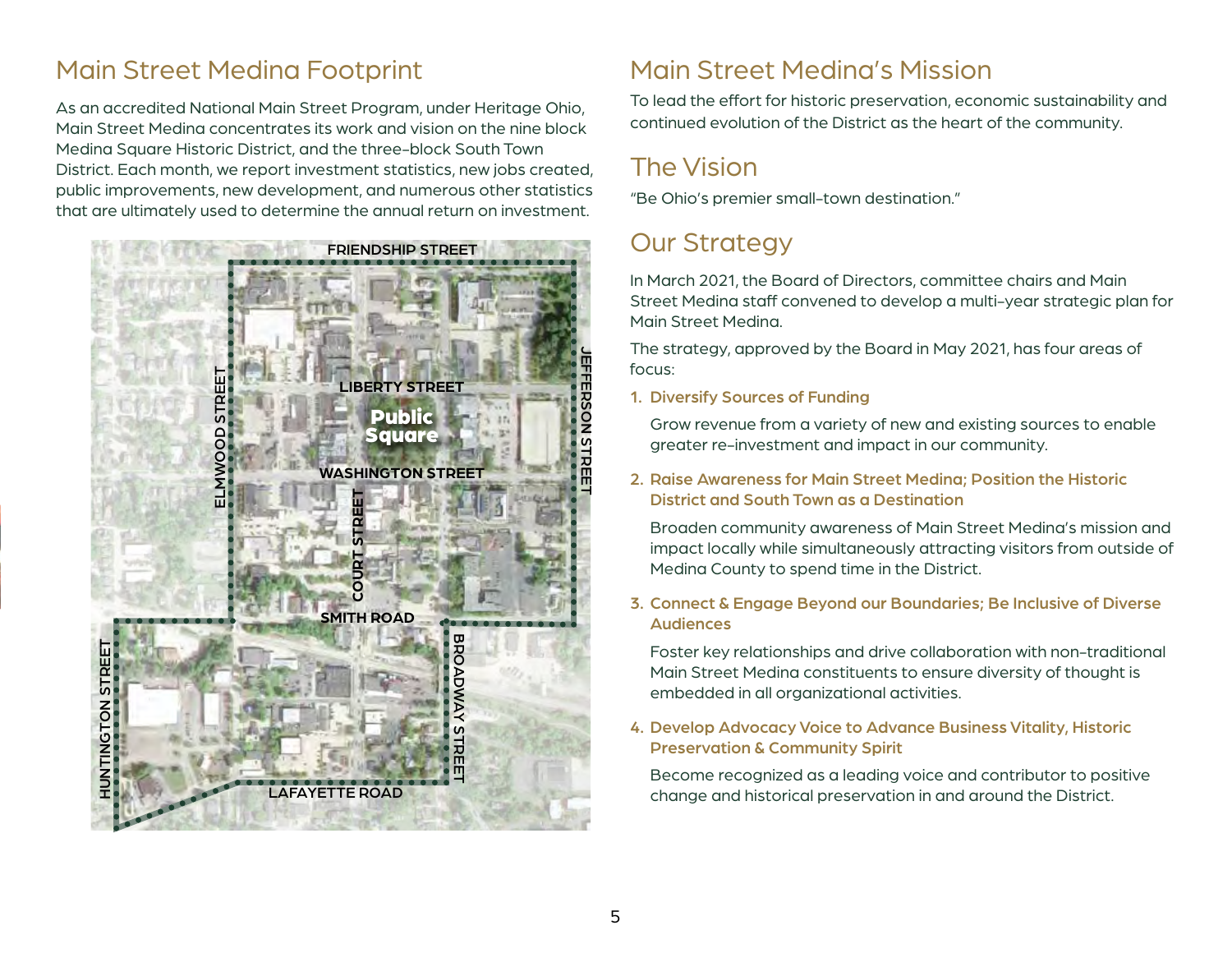## Main Street Medina Footprint

As an accredited National Main Street Program, under Heritage Ohio, Main Street Medina concentrates its work and vision on the nine block Medina Square Historic District, and the three-block South Town District. Each month, we report investment statistics, new jobs created, public improvements, new development, and numerous other statistics that are ultimately used to determine the annual return on investment.

FRIENDSHIP STREET
LIBERTY STREET
Public Square
WASHINGTON STREET
ELMWOOD STREET
JEFFERSON STREET
COURT STREET
SMITH ROAD
BROADWAY STREET
HUNTINGTON STREET
LAFAYETTE ROAD

## Main Street Medina's Mission

To lead the effort for historic preservation, economic sustainability and continued evolution of the District as the heart of the community.

## The Vision

"Be Ohio's premier small-town destination."

## Our Strategy

In March 2021, the Board of Directors, committee chairs and Main Street Medina staff convened to develop a multi-year strategic plan for Main Street Medina.

The strategy, approved by the Board in May 2021, has four areas of focus:

1. **Diversify Sources of Funding**

   Grow revenue from a variety of new and existing sources to enable greater re-investment and impact in our community.

2. **Raise Awareness for Main Street Medina; Position the Historic District and South Town as a Destination**

   Broaden community awareness of Main Street Medina's mission and impact locally while simultaneously attracting visitors from outside of Medina County to spend time in the District.

3. **Connect & Engage Beyond our Boundaries; Be Inclusive of Diverse Audiences**

   Foster key relationships and drive collaboration with non-traditional Main Street Medina constituents to ensure diversity of thought is embedded in all organizational activities.

4. **Develop Advocacy Voice to Advance Business Vitality, Historic Preservation & Community Spirit**

   Become recognized as a leading voice and contributor to positive change and historical preservation in and around the District.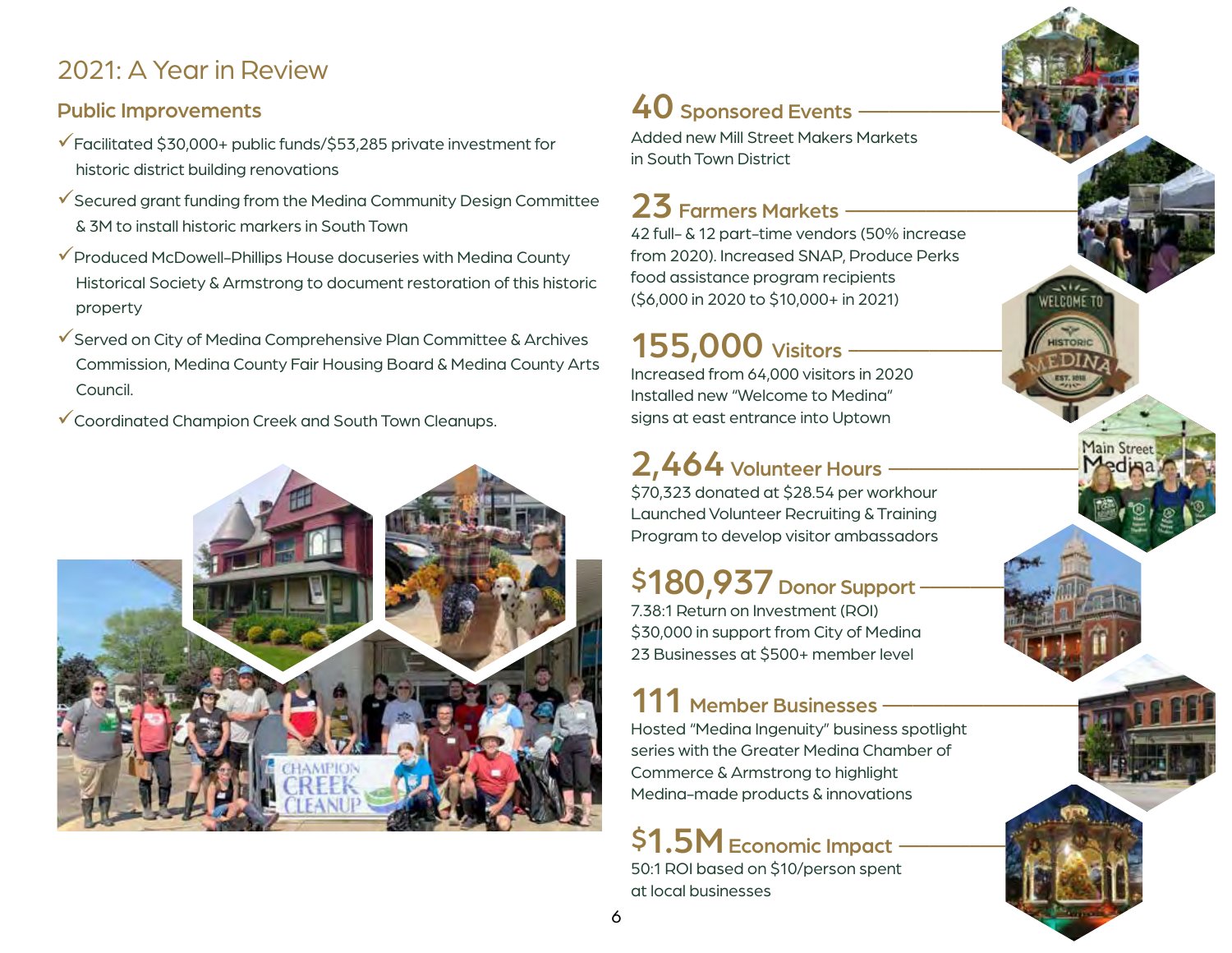# 2021: A Year in Review

## Public Improvements

- ✓Facilitated $30,000+ public funds/$53,285 private investment for historic district building renovations
- ✓Secured grant funding from the Medina Community Design Committee & 3M to install historic markers in South Town
- ✓Produced McDowell-Phillips House docuseries with Medina County Historical Society & Armstrong to document restoration of this historic property
- ✓Served on City of Medina Comprehensive Plan Committee & Archives Commission, Medina County Fair Housing Board & Medina County Arts Council.
- ✓Coordinated Champion Creek and South Town Cleanups.

### 40 Sponsored Events

Added new Mill Street Makers Markets in South Town District

### 23 Farmers Markets

42 full- & 12 part-time vendors (50% increase from 2020). Increased SNAP, Produce Perks food assistance program recipients ($6,000 in 2020 to $10,000+ in 2021)

### 155,000 Visitors

Increased from 64,000 visitors in 2020
Installed new "Welcome to Medina" signs at east entrance into Uptown

### 2,464 Volunteer Hours

$70,323 donated at $28.54 per workhour
Launched Volunteer Recruiting & Training Program to develop visitor ambassadors

### $180,937 Donor Support

7.38:1 Return on Investment (ROI)
$30,000 in support from City of Medina
23 Businesses at $500+ member level

### 111 Member Businesses

Hosted "Medina Ingenuity" business spotlight series with the Greater Medina Chamber of Commerce & Armstrong to highlight Medina-made products & innovations

### $1.5M Economic Impact

50:1 ROI based on $10/person spent at local businesses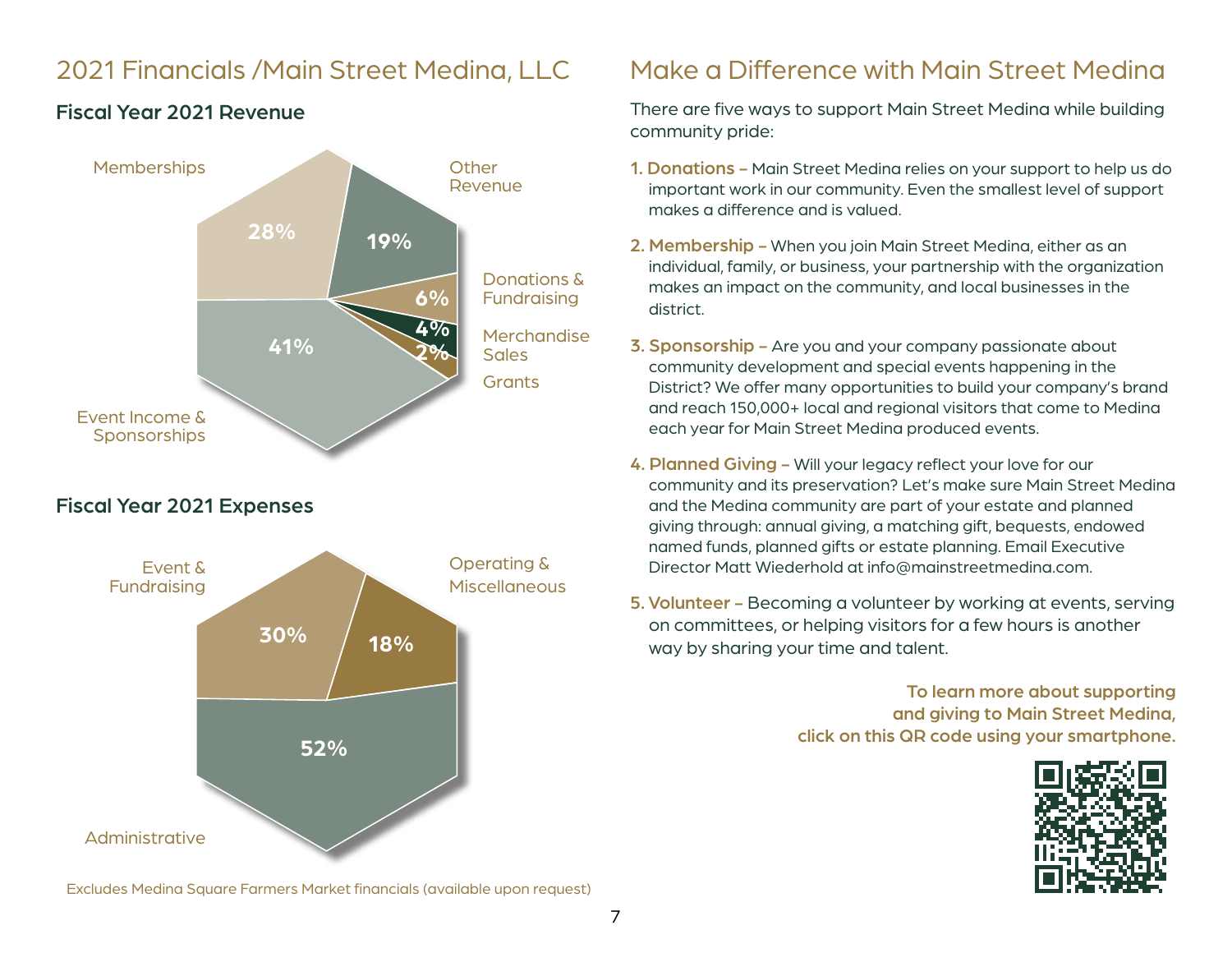# 2021 Financials /Main Street Medina, LLC

## Fiscal Year 2021 Revenue

| Category | Percentage |
|---|---|
| Event Income & Sponsorships | 41% |
| Memberships | 28% |
| Other Revenue | 19% |
| Donations & Fundraising | 6% |
| Merchandise Sales | 4% |
| Grants | 2% |

## Fiscal Year 2021 Expenses

| Category | Percentage |
|---|---|
| Administrative | 52% |
| Event & Fundraising | 30% |
| Operating & Miscellaneous | 18% |

Excludes Medina Square Farmers Market financials (available upon request)

# Make a Difference with Main Street Medina

There are five ways to support Main Street Medina while building community pride:

1. **Donations –** Main Street Medina relies on your support to help us do important work in our community. Even the smallest level of support makes a difference and is valued.
2. **Membership –** When you join Main Street Medina, either as an individual, family, or business, your partnership with the organization makes an impact on the community, and local businesses in the district.
3. **Sponsorship –** Are you and your company passionate about community development and special events happening in the District? We offer many opportunities to build your company's brand and reach 150,000+ local and regional visitors that come to Medina each year for Main Street Medina produced events.
4. **Planned Giving –** Will your legacy reflect your love for our community and its preservation? Let's make sure Main Street Medina and the Medina community are part of your estate and planned giving through: annual giving, a matching gift, bequests, endowed named funds, planned gifts or estate planning. Email Executive Director Matt Wiederhold at info@mainstreetmedina.com.
5. **Volunteer –** Becoming a volunteer by working at events, serving on committees, or helping visitors for a few hours is another way by sharing your time and talent.

**To learn more about supporting and giving to Main Street Medina, click on this QR code using your smartphone.**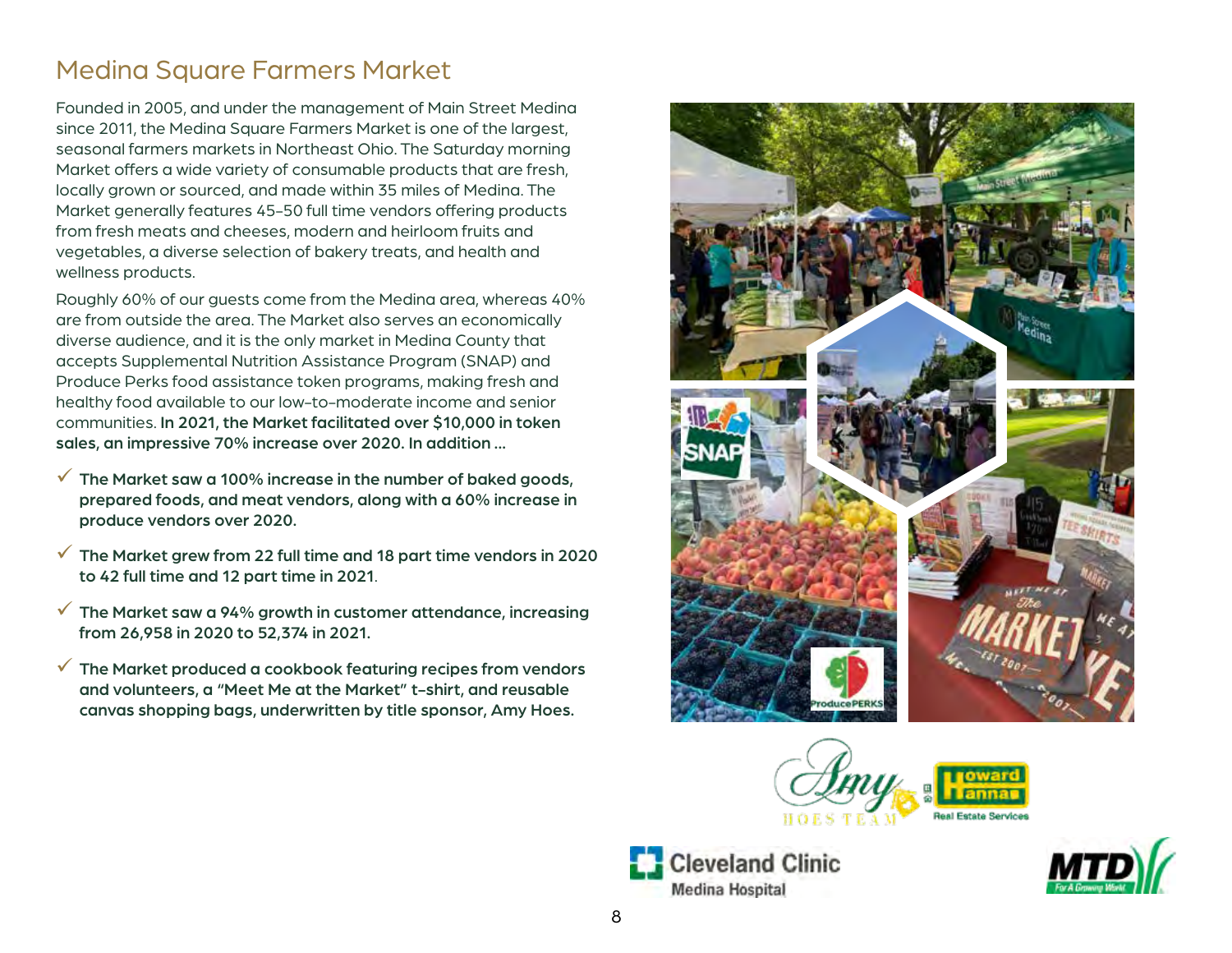## Medina Square Farmers Market

Founded in 2005, and under the management of Main Street Medina since 2011, the Medina Square Farmers Market is one of the largest, seasonal farmers markets in Northeast Ohio. The Saturday morning Market offers a wide variety of consumable products that are fresh, locally grown or sourced, and made within 35 miles of Medina. The Market generally features 45-50 full time vendors offering products from fresh meats and cheeses, modern and heirloom fruits and vegetables, a diverse selection of bakery treats, and health and wellness products.

Roughly 60% of our guests come from the Medina area, whereas 40% are from outside the area. The Market also serves an economically diverse audience, and it is the only market in Medina County that accepts Supplemental Nutrition Assistance Program (SNAP) and Produce Perks food assistance token programs, making fresh and healthy food available to our low-to-moderate income and senior communities. **In 2021, the Market facilitated over $10,000 in token sales, an impressive 70% increase over 2020. In addition ...**

- ✓ **The Market saw a 100% increase in the number of baked goods, prepared foods, and meat vendors, along with a 60% increase in produce vendors over 2020.**
- ✓ **The Market grew from 22 full time and 18 part time vendors in 2020 to 42 full time and 12 part time in 2021**.
- ✓ **The Market saw a 94% growth in customer attendance, increasing from 26,958 in 2020 to 52,374 in 2021.**
- ✓ **The Market produced a cookbook featuring recipes from vendors and volunteers, a "Meet Me at the Market" t-shirt, and reusable canvas shopping bags, underwritten by title sponsor, Amy Hoes.**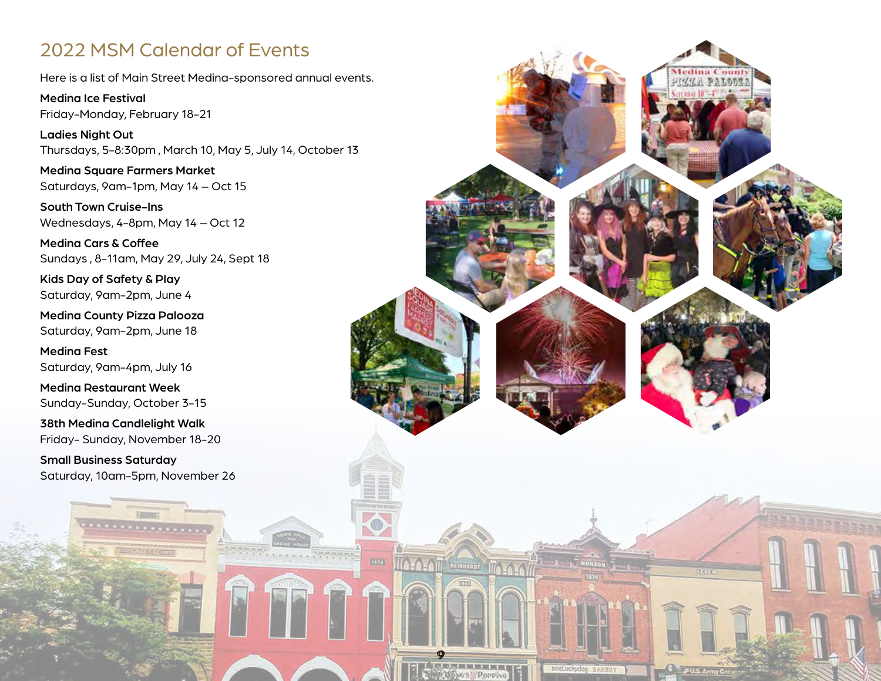# 2022 MSM Calendar of Events

Here is a list of Main Street Medina-sponsored annual events.

**Medina Ice Festival**
Friday–Monday, February 18–21

**Ladies Night Out**
Thursdays, 5–8:30pm , March 10, May 5, July 14, October 13

**Medina Square Farmers Market**
Saturdays, 9am–1pm, May 14 – Oct 15

**South Town Cruise-Ins**
Wednesdays, 4–8pm, May 14 – Oct 12

**Medina Cars & Coffee**
Sundays , 8–11am, May 29, July 24, Sept 18

**Kids Day of Safety & Play**
Saturday, 9am–2pm, June 4

**Medina County Pizza Palooza**
Saturday, 9am–2pm, June 18

**Medina Fest**
Saturday, 9am–4pm, July 16

**Medina Restaurant Week**
Sunday–Sunday, October 3–15

**38th Medina Candlelight Walk**
Friday– Sunday, November 18–20

**Small Business Saturday**
Saturday, 10am–5pm, November 26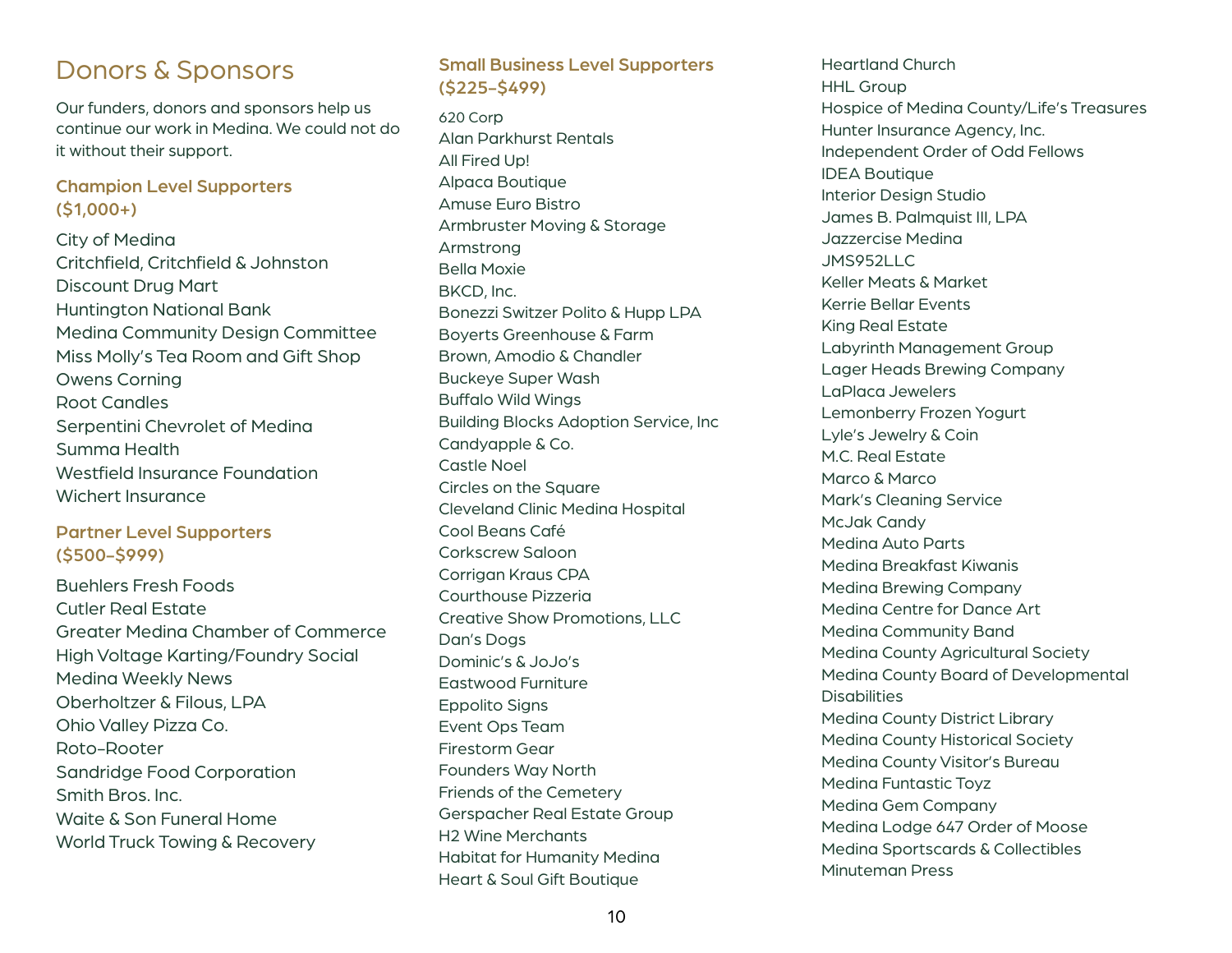# Donors & Sponsors

Our funders, donors and sponsors help us continue our work in Medina. We could not do it without their support.

### Champion Level Supporters ($1,000+)

City of Medina
Critchfield, Critchfield & Johnston
Discount Drug Mart
Huntington National Bank
Medina Community Design Committee
Miss Molly's Tea Room and Gift Shop
Owens Corning
Root Candles
Serpentini Chevrolet of Medina
Summa Health
Westfield Insurance Foundation
Wichert Insurance

### Partner Level Supporters ($500–$999)

Buehlers Fresh Foods
Cutler Real Estate
Greater Medina Chamber of Commerce
High Voltage Karting/Foundry Social
Medina Weekly News
Oberholtzer & Filous, LPA
Ohio Valley Pizza Co.
Roto-Rooter
Sandridge Food Corporation
Smith Bros. Inc.
Waite & Son Funeral Home
World Truck Towing & Recovery

### Small Business Level Supporters ($225–$499)

620 Corp
Alan Parkhurst Rentals
All Fired Up!
Alpaca Boutique
Amuse Euro Bistro
Armbruster Moving & Storage
Armstrong
Bella Moxie
BKCD, Inc.
Bonezzi Switzer Polito & Hupp LPA
Boyerts Greenhouse & Farm
Brown, Amodio & Chandler
Buckeye Super Wash
Buffalo Wild Wings
Building Blocks Adoption Service, Inc
Candyapple & Co.
Castle Noel
Circles on the Square
Cleveland Clinic Medina Hospital
Cool Beans Café
Corkscrew Saloon
Corrigan Kraus CPA
Courthouse Pizzeria
Creative Show Promotions, LLC
Dan's Dogs
Dominic's & JoJo's
Eastwood Furniture
Eppolito Signs
Event Ops Team
Firestorm Gear
Founders Way North
Friends of the Cemetery
Gerspacher Real Estate Group
H2 Wine Merchants
Habitat for Humanity Medina
Heart & Soul Gift Boutique
Heartland Church
HHL Group
Hospice of Medina County/Life's Treasures
Hunter Insurance Agency, Inc.
Independent Order of Odd Fellows
IDEA Boutique
Interior Design Studio
James B. Palmquist III, LPA
Jazzercise Medina
JMS952LLC
Keller Meats & Market
Kerrie Bellar Events
King Real Estate
Labyrinth Management Group
Lager Heads Brewing Company
LaPlaca Jewelers
Lemonberry Frozen Yogurt
Lyle's Jewelry & Coin
M.C. Real Estate
Marco & Marco
Mark's Cleaning Service
McJak Candy
Medina Auto Parts
Medina Breakfast Kiwanis
Medina Brewing Company
Medina Centre for Dance Art
Medina Community Band
Medina County Agricultural Society
Medina County Board of Developmental Disabilities
Medina County District Library
Medina County Historical Society
Medina County Visitor's Bureau
Medina Funtastic Toyz
Medina Gem Company
Medina Lodge 647 Order of Moose
Medina Sportscards & Collectibles
Minuteman Press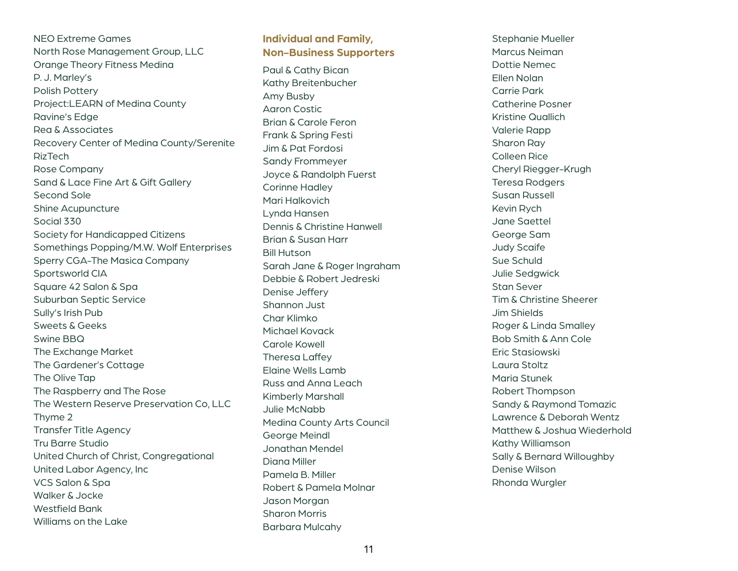NEO Extreme Games
North Rose Management Group, LLC
Orange Theory Fitness Medina
P. J. Marley's
Polish Pottery
Project:LEARN of Medina County
Ravine's Edge
Rea & Associates
Recovery Center of Medina County/Serenite
RizTech
Rose Company
Sand & Lace Fine Art & Gift Gallery
Second Sole
Shine Acupuncture
Social 330
Society for Handicapped Citizens
Somethings Popping/M.W. Wolf Enterprises
Sperry CGA–The Masica Company
Sportsworld CIA
Square 42 Salon & Spa
Suburban Septic Service
Sully's Irish Pub
Sweets & Geeks
Swine BBQ
The Exchange Market
The Gardener's Cottage
The Olive Tap
The Raspberry and The Rose
The Western Reserve Preservation Co, LLC
Thyme 2
Transfer Title Agency
Tru Barre Studio
United Church of Christ, Congregational
United Labor Agency, Inc
VCS Salon & Spa
Walker & Jocke
Westfield Bank
Williams on the Lake

## Individual and Family, Non–Business Supporters

Paul & Cathy Bican
Kathy Breitenbucher
Amy Busby
Aaron Costic
Brian & Carole Feron
Frank & Spring Festi
Jim & Pat Fordosi
Sandy Frommeyer
Joyce & Randolph Fuerst
Corinne Hadley
Mari Halkovich
Lynda Hansen
Dennis & Christine Hanwell
Brian & Susan Harr
Bill Hutson
Sarah Jane & Roger Ingraham
Debbie & Robert Jedreski
Denise Jeffery
Shannon Just
Char Klimko
Michael Kovack
Carole Kowell
Theresa Laffey
Elaine Wells Lamb
Russ and Anna Leach
Kimberly Marshall
Julie McNabb
Medina County Arts Council
George Meindl
Jonathan Mendel
Diana Miller
Pamela B. Miller
Robert & Pamela Molnar
Jason Morgan
Sharon Morris
Barbara Mulcahy
Stephanie Mueller
Marcus Neiman
Dottie Nemec
Ellen Nolan
Carrie Park
Catherine Posner
Kristine Quallich
Valerie Rapp
Sharon Ray
Colleen Rice
Cheryl Riegger-Krugh
Teresa Rodgers
Susan Russell
Kevin Rych
Jane Saettel
George Sam
Judy Scaife
Sue Schuld
Julie Sedgwick
Stan Sever
Tim & Christine Sheerer
Jim Shields
Roger & Linda Smalley
Bob Smith & Ann Cole
Eric Stasiowski
Laura Stoltz
Maria Stunek
Robert Thompson
Sandy & Raymond Tomazic
Lawrence & Deborah Wentz
Matthew & Joshua Wiederhold
Kathy Williamson
Sally & Bernard Willoughby
Denise Wilson
Rhonda Wurgler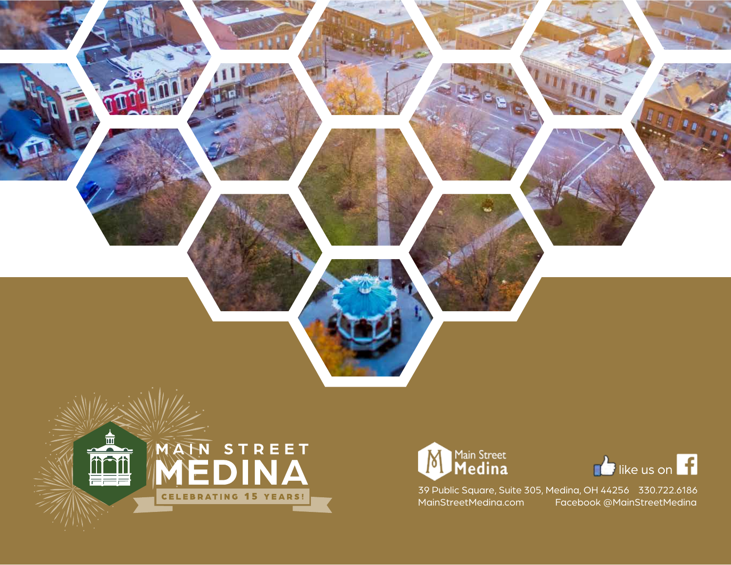MAIN STREET MEDINA

CELEBRATING 15 YEARS!

Main Street Medina

like us on

39 Public Square, Suite 305, Medina, OH 44256 330.722.6186

MainStreetMedina.com Facebook @MainStreetMedina